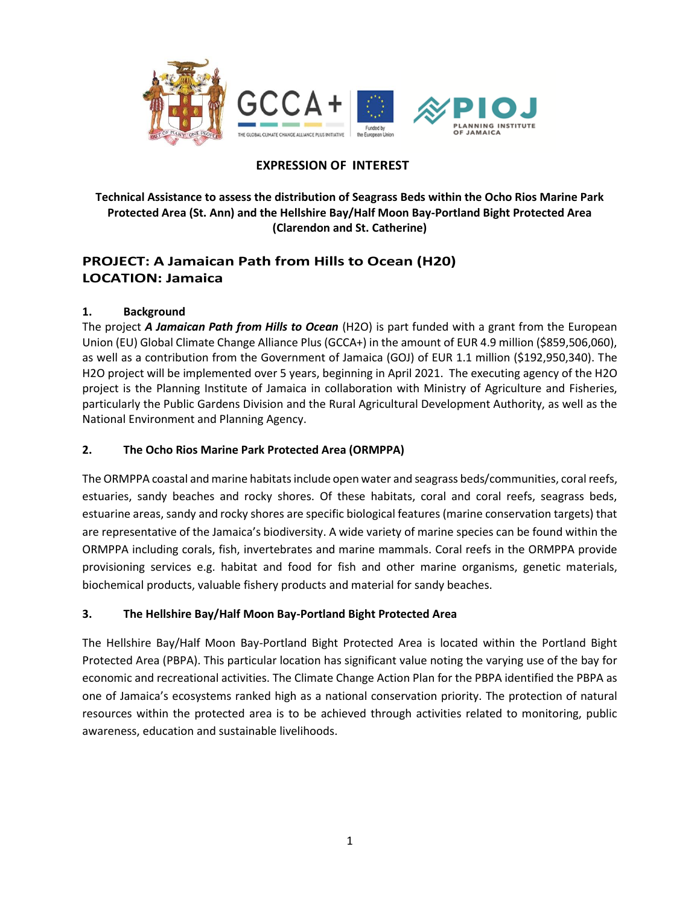# EXPRESSION OF INTEREST

**Technical Assistance to assess the distribution of Seagrass Beds within the Ocho Rios Marine Park Protected Area (St. Ann) and the Hellshire Bay/Half Moon Bay-Portland Bight Protected Area (Clarendon and St. Catherine)**

## PROJECT: A Jamaican Path from Hills to Ocean (H20)
## LOCATION: Jamaica

### 1. Background

The project ***A Jamaican Path from Hills to Ocean*** (H2O) is part funded with a grant from the European Union (EU) Global Climate Change Alliance Plus (GCCA+) in the amount of EUR 4.9 million ($859,506,060), as well as a contribution from the Government of Jamaica (GOJ) of EUR 1.1 million ($192,950,340). The H2O project will be implemented over 5 years, beginning in April 2021. The executing agency of the H2O project is the Planning Institute of Jamaica in collaboration with Ministry of Agriculture and Fisheries, particularly the Public Gardens Division and the Rural Agricultural Development Authority, as well as the National Environment and Planning Agency.

### 2. The Ocho Rios Marine Park Protected Area (ORMPPA)

The ORMPPA coastal and marine habitats include open water and seagrass beds/communities, coral reefs, estuaries, sandy beaches and rocky shores. Of these habitats, coral and coral reefs, seagrass beds, estuarine areas, sandy and rocky shores are specific biological features (marine conservation targets) that are representative of the Jamaica's biodiversity. A wide variety of marine species can be found within the ORMPPA including corals, fish, invertebrates and marine mammals. Coral reefs in the ORMPPA provide provisioning services e.g. habitat and food for fish and other marine organisms, genetic materials, biochemical products, valuable fishery products and material for sandy beaches.

### 3. The Hellshire Bay/Half Moon Bay-Portland Bight Protected Area

The Hellshire Bay/Half Moon Bay-Portland Bight Protected Area is located within the Portland Bight Protected Area (PBPA). This particular location has significant value noting the varying use of the bay for economic and recreational activities. The Climate Change Action Plan for the PBPA identified the PBPA as one of Jamaica's ecosystems ranked high as a national conservation priority. The protection of natural resources within the protected area is to be achieved through activities related to monitoring, public awareness, education and sustainable livelihoods.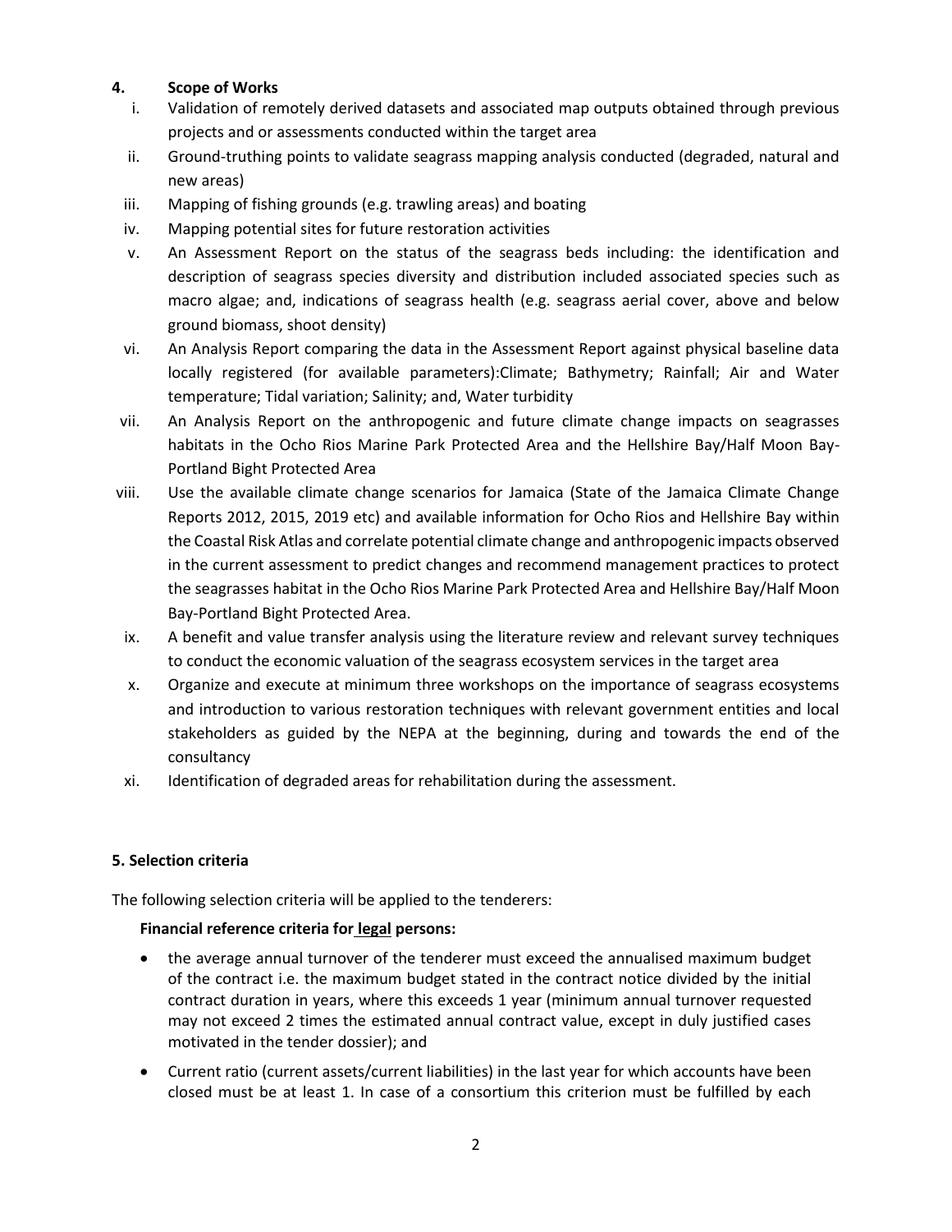## 4. Scope of Works

i. Validation of remotely derived datasets and associated map outputs obtained through previous projects and or assessments conducted within the target area

ii. Ground-truthing points to validate seagrass mapping analysis conducted (degraded, natural and new areas)

iii. Mapping of fishing grounds (e.g. trawling areas) and boating

iv. Mapping potential sites for future restoration activities

v. An Assessment Report on the status of the seagrass beds including: the identification and description of seagrass species diversity and distribution included associated species such as macro algae; and, indications of seagrass health (e.g. seagrass aerial cover, above and below ground biomass, shoot density)

vi. An Analysis Report comparing the data in the Assessment Report against physical baseline data locally registered (for available parameters):Climate; Bathymetry; Rainfall; Air and Water temperature; Tidal variation; Salinity; and, Water turbidity

vii. An Analysis Report on the anthropogenic and future climate change impacts on seagrasses habitats in the Ocho Rios Marine Park Protected Area and the Hellshire Bay/Half Moon Bay-Portland Bight Protected Area

viii. Use the available climate change scenarios for Jamaica (State of the Jamaica Climate Change Reports 2012, 2015, 2019 etc) and available information for Ocho Rios and Hellshire Bay within the Coastal Risk Atlas and correlate potential climate change and anthropogenic impacts observed in the current assessment to predict changes and recommend management practices to protect the seagrasses habitat in the Ocho Rios Marine Park Protected Area and Hellshire Bay/Half Moon Bay-Portland Bight Protected Area.

ix. A benefit and value transfer analysis using the literature review and relevant survey techniques to conduct the economic valuation of the seagrass ecosystem services in the target area

x. Organize and execute at minimum three workshops on the importance of seagrass ecosystems and introduction to various restoration techniques with relevant government entities and local stakeholders as guided by the NEPA at the beginning, during and towards the end of the consultancy

xi. Identification of degraded areas for rehabilitation during the assessment.

## 5. Selection criteria

The following selection criteria will be applied to the tenderers:

**Financial reference criteria for legal persons:**

- the average annual turnover of the tenderer must exceed the annualised maximum budget of the contract i.e. the maximum budget stated in the contract notice divided by the initial contract duration in years, where this exceeds 1 year (minimum annual turnover requested may not exceed 2 times the estimated annual contract value, except in duly justified cases motivated in the tender dossier); and
- Current ratio (current assets/current liabilities) in the last year for which accounts have been closed must be at least 1. In case of a consortium this criterion must be fulfilled by each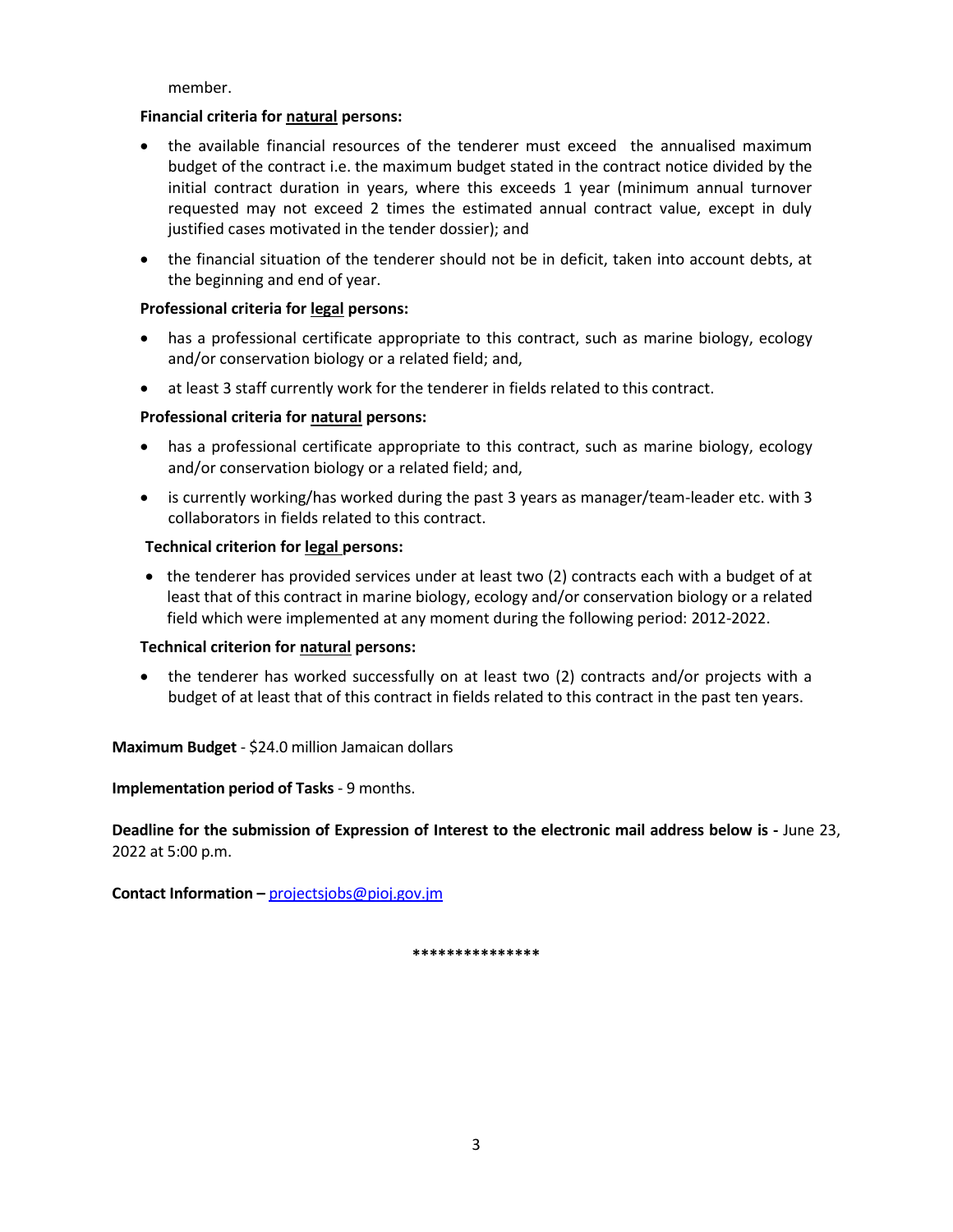member.

**Financial criteria for natural persons:**

- the available financial resources of the tenderer must exceed the annualised maximum budget of the contract i.e. the maximum budget stated in the contract notice divided by the initial contract duration in years, where this exceeds 1 year (minimum annual turnover requested may not exceed 2 times the estimated annual contract value, except in duly justified cases motivated in the tender dossier); and
- the financial situation of the tenderer should not be in deficit, taken into account debts, at the beginning and end of year.

**Professional criteria for legal persons:**

- has a professional certificate appropriate to this contract, such as marine biology, ecology and/or conservation biology or a related field; and,
- at least 3 staff currently work for the tenderer in fields related to this contract.

**Professional criteria for natural persons:**

- has a professional certificate appropriate to this contract, such as marine biology, ecology and/or conservation biology or a related field; and,
- is currently working/has worked during the past 3 years as manager/team-leader etc. with 3 collaborators in fields related to this contract.

**Technical criterion for legal persons:**

- the tenderer has provided services under at least two (2) contracts each with a budget of at least that of this contract in marine biology, ecology and/or conservation biology or a related field which were implemented at any moment during the following period: 2012-2022.

**Technical criterion for natural persons:**

- the tenderer has worked successfully on at least two (2) contracts and/or projects with a budget of at least that of this contract in fields related to this contract in the past ten years.

**Maximum Budget** - $24.0 million Jamaican dollars

**Implementation period of Tasks** - 9 months.

**Deadline for the submission of Expression of Interest to the electronic mail address below is -** June 23, 2022 at 5:00 p.m.

**Contact Information –** projectsjobs@pioj.gov.jm

***************